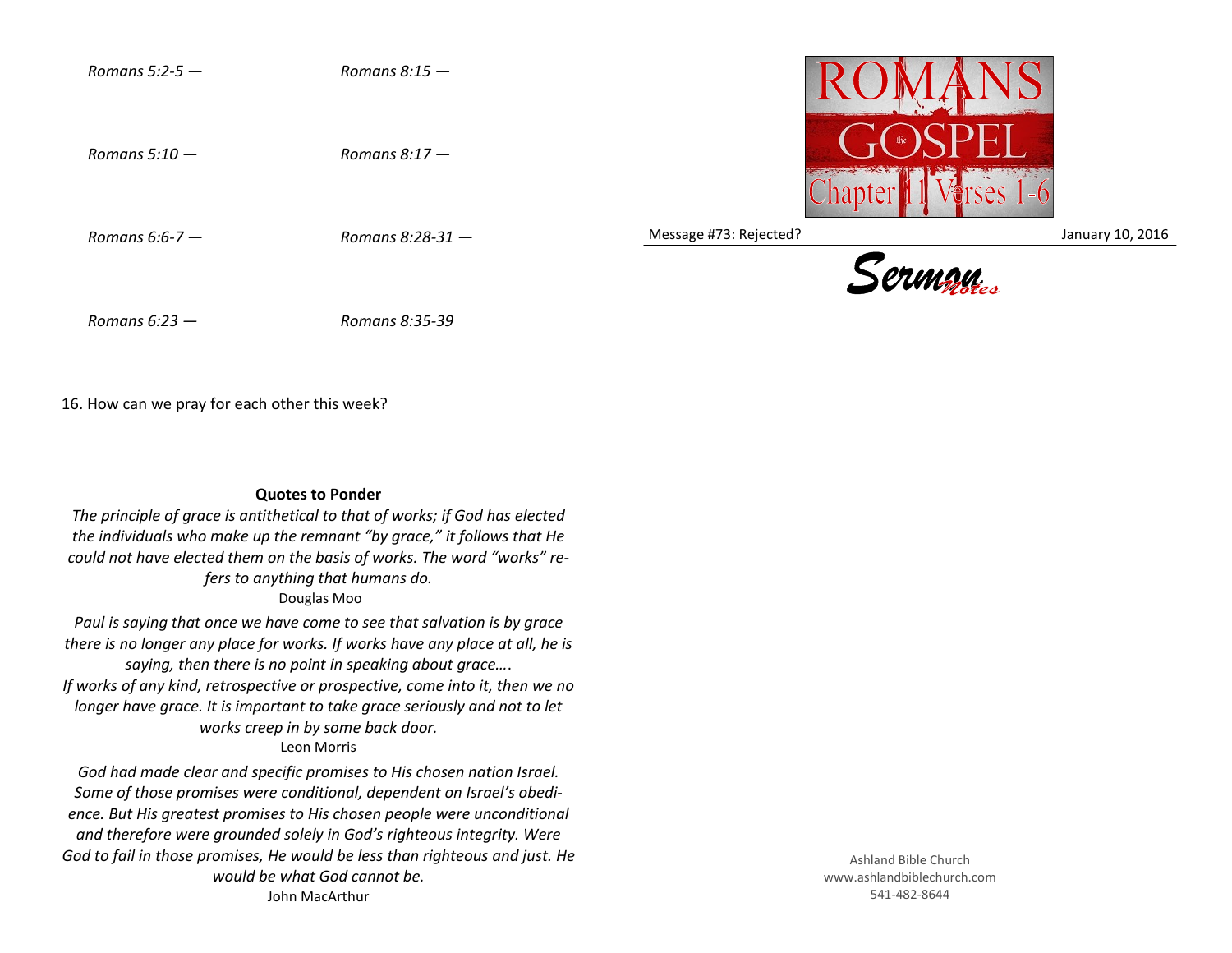*Romans 5:2-5 —*

*Romans 5:10 —*

*Romans 6:6-7 —*

*Romans 6:23 —*

*Romans 8:15 —*

*Romans 8:17 —*

*Romans 8:28-31 —*

*Romans 8:35-39*

16. How can we pray for each other this week?

**Quotes to Ponder**

*The principle of grace is antithetical to that of works; if God has elected the individuals who make up the remnant "by grace," it follows that He could not have elected them on the basis of works. The word "works" refers to anything that humans do.*
Douglas Moo

*Paul is saying that once we have come to see that salvation is by grace there is no longer any place for works. If works have any place at all, he is saying, then there is no point in speaking about grace….*
*If works of any kind, retrospective or prospective, come into it, then we no longer have grace. It is important to take grace seriously and not to let works creep in by some back door.*
Leon Morris

*God had made clear and specific promises to His chosen nation Israel. Some of those promises were conditional, dependent on Israel's obedience. But His greatest promises to His chosen people were unconditional and therefore were grounded solely in God's righteous integrity. Were God to fail in those promises, He would be less than righteous and just. He would be what God cannot be.*
John MacArthur

# ROMANS the GOSPEL Chapter 11 Verses 1-6

Message #73: Rejected? January 10, 2016

**Sermon Notes**

Ashland Bible Church
www.ashlandbiblechurch.com
541-482-8644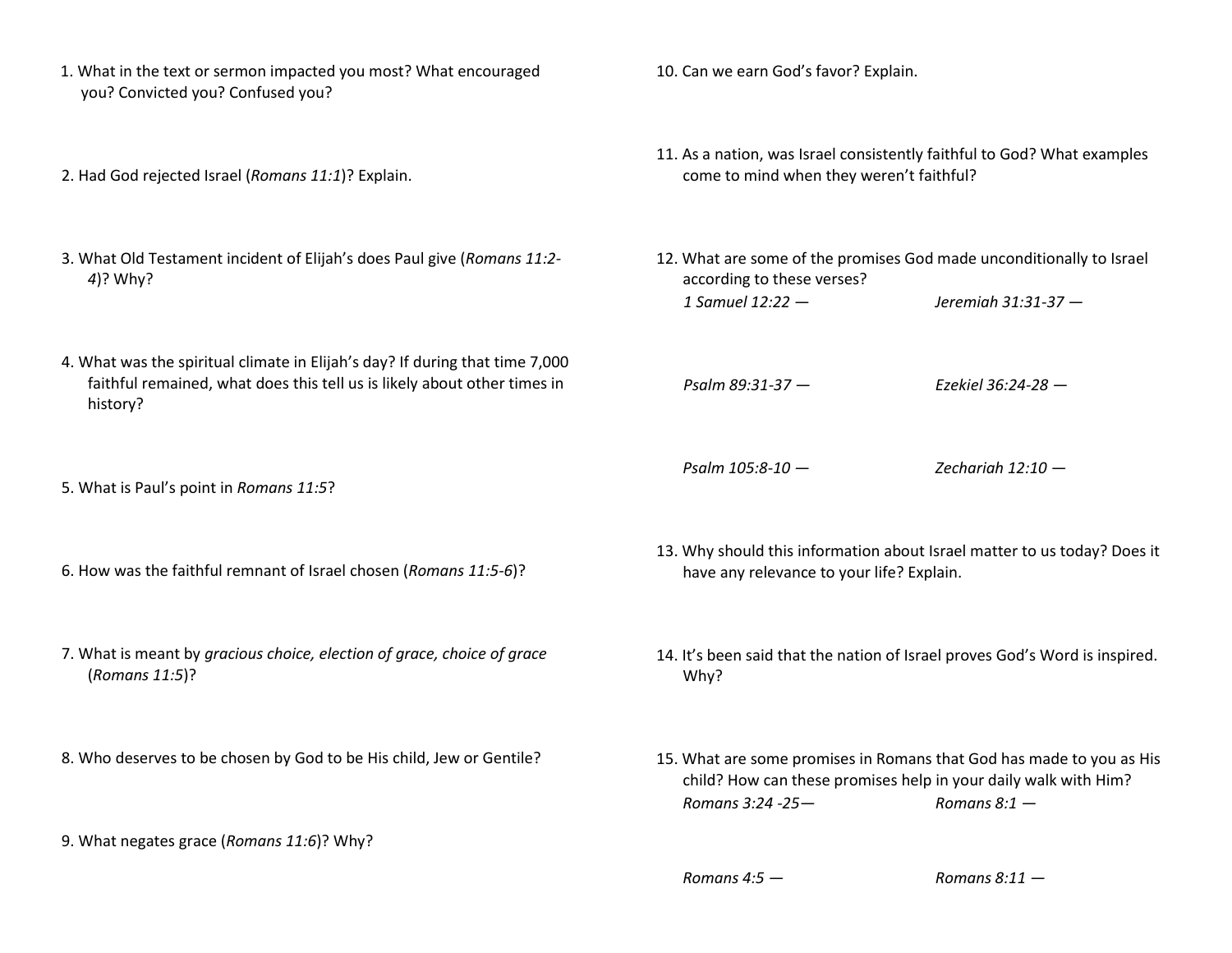1. What in the text or sermon impacted you most? What encouraged you? Convicted you? Confused you?

2. Had God rejected Israel (*Romans 11:1*)? Explain.

3. What Old Testament incident of Elijah's does Paul give (*Romans 11:2-4*)? Why?

4. What was the spiritual climate in Elijah's day? If during that time 7,000 faithful remained, what does this tell us is likely about other times in history?

5. What is Paul's point in *Romans 11:5*?

6. How was the faithful remnant of Israel chosen (*Romans 11:5-6*)?

7. What is meant by *gracious choice, election of grace, choice of grace* (*Romans 11:5*)?

8. Who deserves to be chosen by God to be His child, Jew or Gentile?

9. What negates grace (*Romans 11:6*)? Why?

10. Can we earn God's favor? Explain.

11. As a nation, was Israel consistently faithful to God? What examples come to mind when they weren't faithful?

12. What are some of the promises God made unconditionally to Israel according to these verses?

    *1 Samuel 12:22 —*

    *Jeremiah 31:31-37 —*

    *Psalm 89:31-37 —*

    *Ezekiel 36:24-28 —*

    *Psalm 105:8-10 —*

    *Zechariah 12:10 —*

13. Why should this information about Israel matter to us today? Does it have any relevance to your life? Explain.

14. It's been said that the nation of Israel proves God's Word is inspired. Why?

15. What are some promises in Romans that God has made to you as His child? How can these promises help in your daily walk with Him?

    *Romans 3:24 -25—*

    *Romans 8:1 —*

    *Romans 4:5 —*

    *Romans 8:11 —*